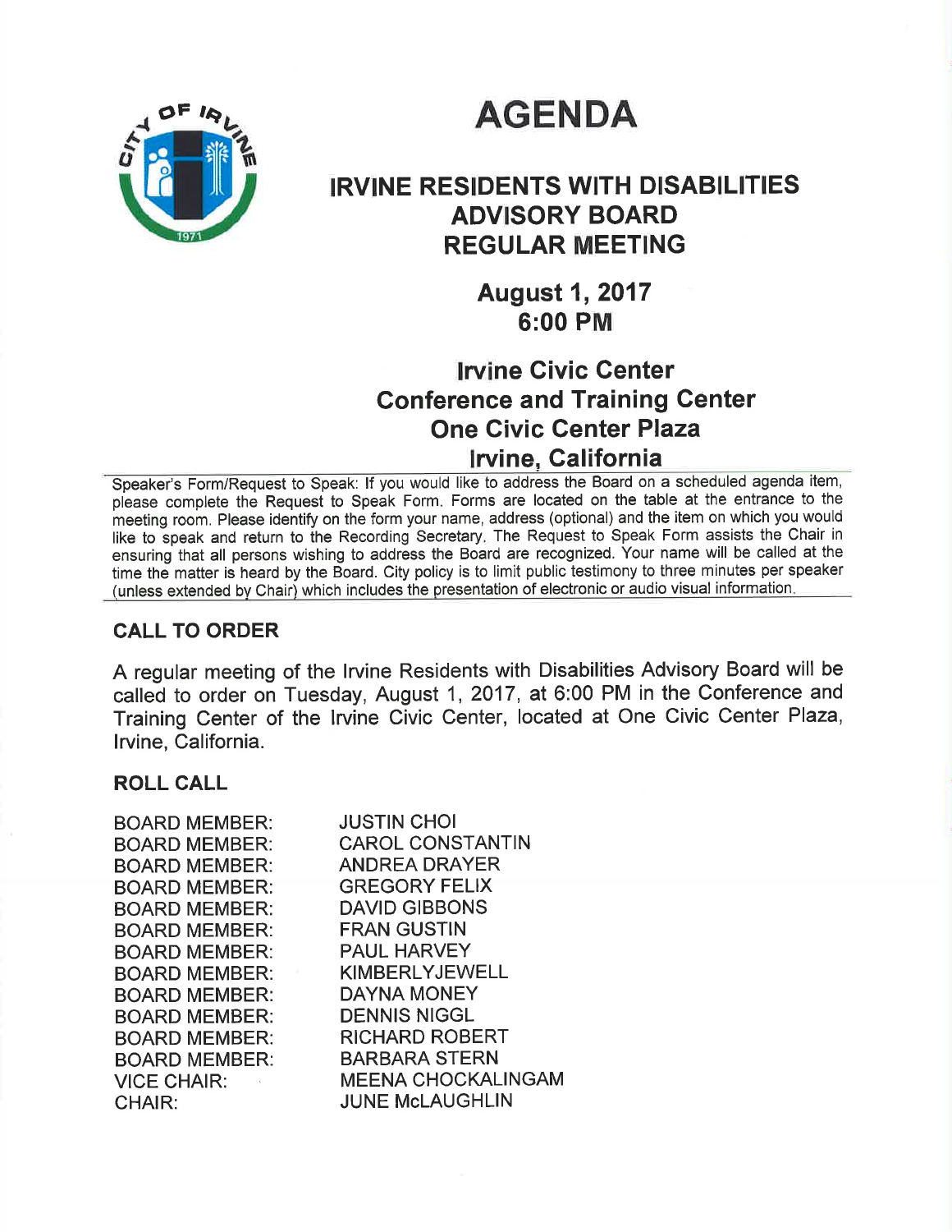# AGENDA

## IRVINE RESIDENTS WITH DISABILITIES ADVISORY BOARD REGULAR MEETING

### August 1, 2017
### 6:00 PM

### Irvine Civic Center
### Conference and Training Center
### One Civic Center Plaza
### Irvine, California

Speaker's Form/Request to Speak: If you would like to address the Board on a scheduled agenda item, please complete the Request to Speak Form. Forms are located on the table at the entrance to the meeting room. Please identify on the form your name, address (optional) and the item on which you would like to speak and return to the Recording Secretary. The Request to Speak Form assists the Chair in ensuring that all persons wishing to address the Board are recognized. Your name will be called at the time the matter is heard by the Board. City policy is to limit public testimony to three minutes per speaker (unless extended by Chair) which includes the presentation of electronic or audio visual information.

## CALL TO ORDER

A regular meeting of the Irvine Residents with Disabilities Advisory Board will be called to order on Tuesday, August 1, 2017, at 6:00 PM in the Conference and Training Center of the Irvine Civic Center, located at One Civic Center Plaza, Irvine, California.

## ROLL CALL

BOARD MEMBER: JUSTIN CHOI
BOARD MEMBER: CAROL CONSTANTIN
BOARD MEMBER: ANDREA DRAYER
BOARD MEMBER: GREGORY FELIX
BOARD MEMBER: DAVID GIBBONS
BOARD MEMBER: FRAN GUSTIN
BOARD MEMBER: PAUL HARVEY
BOARD MEMBER: KIMBERLYJEWELL
BOARD MEMBER: DAYNA MONEY
BOARD MEMBER: DENNIS NIGGL
BOARD MEMBER: RICHARD ROBERT
BOARD MEMBER: BARBARA STERN
VICE CHAIR: MEENA CHOCKALINGAM
CHAIR: JUNE McLAUGHLIN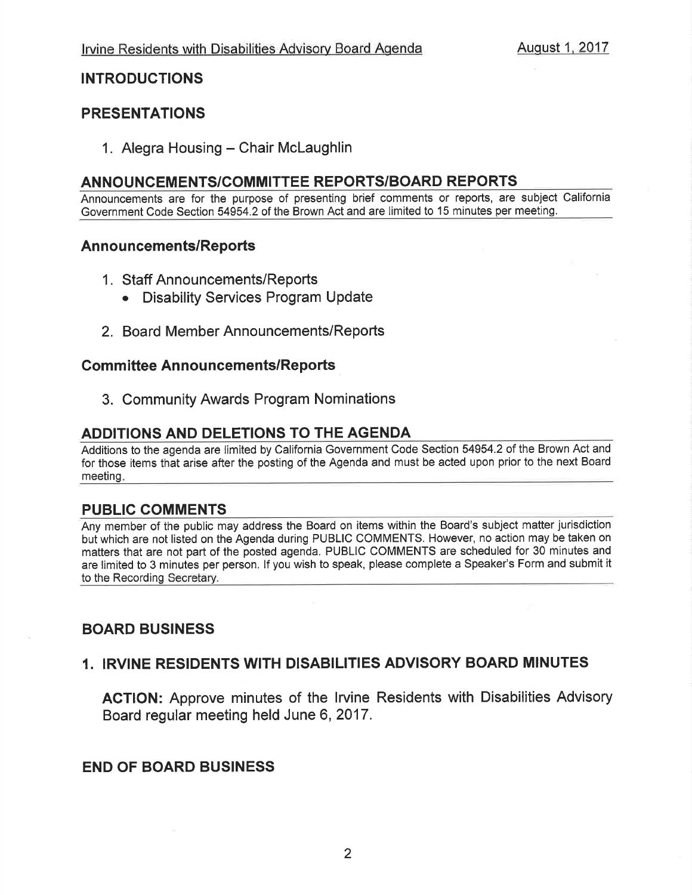## INTRODUCTIONS

## PRESENTATIONS

1. Alegra Housing – Chair McLaughlin

## ANNOUNCEMENTS/COMMITTEE REPORTS/BOARD REPORTS

Announcements are for the purpose of presenting brief comments or reports, are subject California Government Code Section 54954.2 of the Brown Act and are limited to 15 minutes per meeting.

### Announcements/Reports

1. Staff Announcements/Reports
   - Disability Services Program Update
2. Board Member Announcements/Reports

### Committee Announcements/Reports

3. Community Awards Program Nominations

## ADDITIONS AND DELETIONS TO THE AGENDA

Additions to the agenda are limited by California Government Code Section 54954.2 of the Brown Act and for those items that arise after the posting of the Agenda and must be acted upon prior to the next Board meeting.

## PUBLIC COMMENTS

Any member of the public may address the Board on items within the Board's subject matter jurisdiction but which are not listed on the Agenda during PUBLIC COMMENTS. However, no action may be taken on matters that are not part of the posted agenda. PUBLIC COMMENTS are scheduled for 30 minutes and are limited to 3 minutes per person. If you wish to speak, please complete a Speaker's Form and submit it to the Recording Secretary.

## BOARD BUSINESS

### 1. IRVINE RESIDENTS WITH DISABILITIES ADVISORY BOARD MINUTES

**ACTION:** Approve minutes of the Irvine Residents with Disabilities Advisory Board regular meeting held June 6, 2017.

## END OF BOARD BUSINESS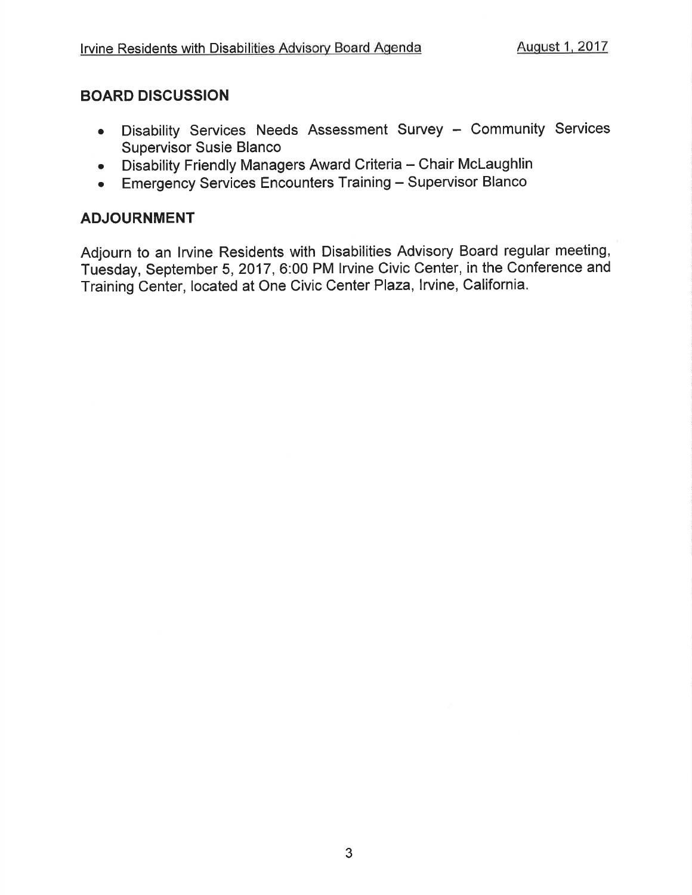## BOARD DISCUSSION

- Disability Services Needs Assessment Survey – Community Services Supervisor Susie Blanco
- Disability Friendly Managers Award Criteria – Chair McLaughlin
- Emergency Services Encounters Training – Supervisor Blanco

## ADJOURNMENT

Adjourn to an Irvine Residents with Disabilities Advisory Board regular meeting, Tuesday, September 5, 2017, 6:00 PM Irvine Civic Center, in the Conference and Training Center, located at One Civic Center Plaza, Irvine, California.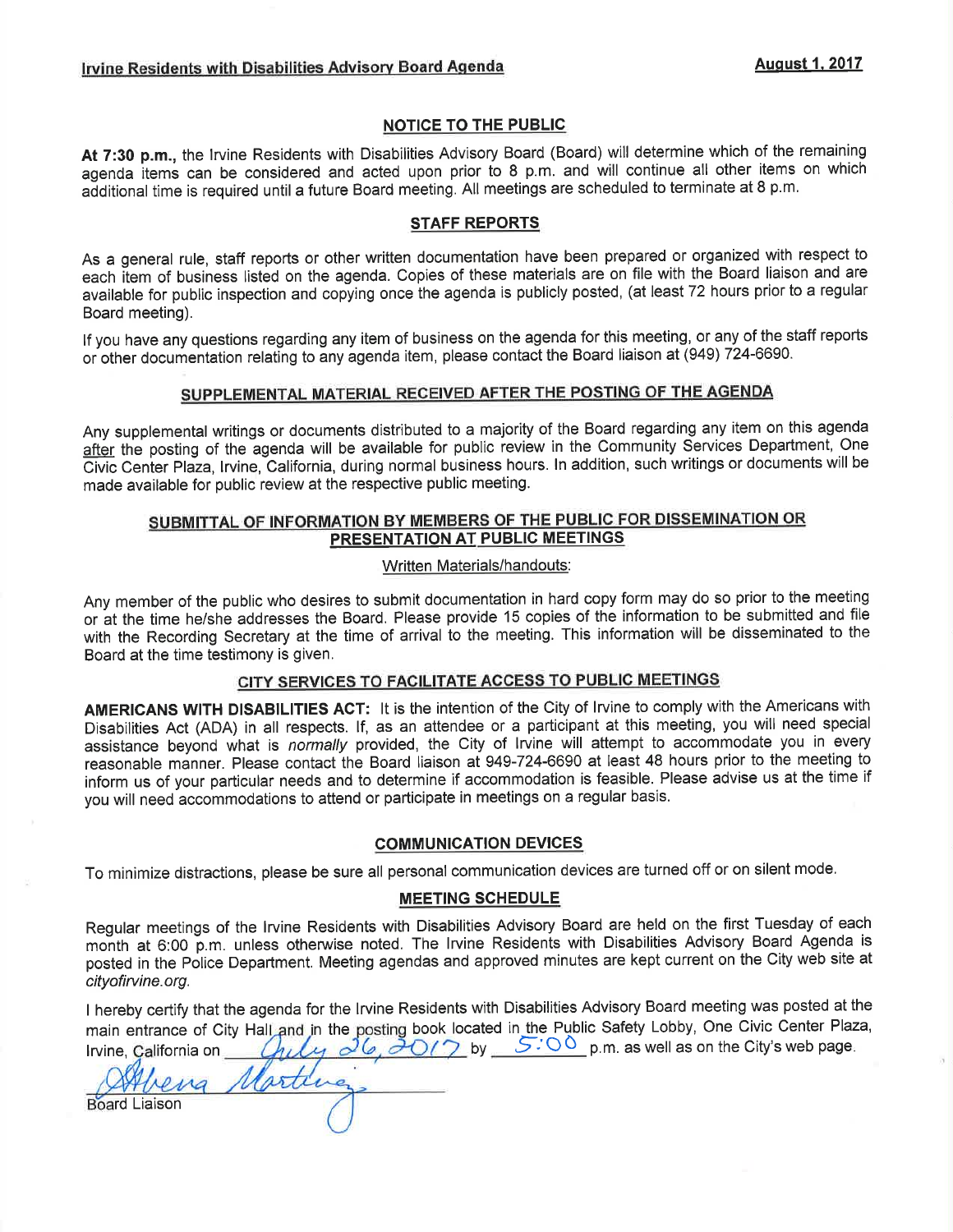## NOTICE TO THE PUBLIC

**At 7:30 p.m.,** the Irvine Residents with Disabilities Advisory Board (Board) will determine which of the remaining agenda items can be considered and acted upon prior to 8 p.m. and will continue all other items on which additional time is required until a future Board meeting. All meetings are scheduled to terminate at 8 p.m.

## STAFF REPORTS

As a general rule, staff reports or other written documentation have been prepared or organized with respect to each item of business listed on the agenda. Copies of these materials are on file with the Board liaison and are available for public inspection and copying once the agenda is publicly posted, (at least 72 hours prior to a regular Board meeting).

If you have any questions regarding any item of business on the agenda for this meeting, or any of the staff reports or other documentation relating to any agenda item, please contact the Board liaison at (949) 724-6690.

## SUPPLEMENTAL MATERIAL RECEIVED AFTER THE POSTING OF THE AGENDA

Any supplemental writings or documents distributed to a majority of the Board regarding any item on this agenda after the posting of the agenda will be available for public review in the Community Services Department, One Civic Center Plaza, Irvine, California, during normal business hours. In addition, such writings or documents will be made available for public review at the respective public meeting.

## SUBMITTAL OF INFORMATION BY MEMBERS OF THE PUBLIC FOR DISSEMINATION OR PRESENTATION AT PUBLIC MEETINGS

### Written Materials/handouts:

Any member of the public who desires to submit documentation in hard copy form may do so prior to the meeting or at the time he/she addresses the Board. Please provide 15 copies of the information to be submitted and file with the Recording Secretary at the time of arrival to the meeting. This information will be disseminated to the Board at the time testimony is given.

## CITY SERVICES TO FACILITATE ACCESS TO PUBLIC MEETINGS

**AMERICANS WITH DISABILITIES ACT:** It is the intention of the City of Irvine to comply with the Americans with Disabilities Act (ADA) in all respects. If, as an attendee or a participant at this meeting, you will need special assistance beyond what is *normally* provided, the City of Irvine will attempt to accommodate you in every reasonable manner. Please contact the Board liaison at 949-724-6690 at least 48 hours prior to the meeting to inform us of your particular needs and to determine if accommodation is feasible. Please advise us at the time if you will need accommodations to attend or participate in meetings on a regular basis.

## COMMUNICATION DEVICES

To minimize distractions, please be sure all personal communication devices are turned off or on silent mode.

## MEETING SCHEDULE

Regular meetings of the Irvine Residents with Disabilities Advisory Board are held on the first Tuesday of each month at 6:00 p.m. unless otherwise noted. The Irvine Residents with Disabilities Advisory Board Agenda is posted in the Police Department. Meeting agendas and approved minutes are kept current on the City web site at *cityofirvine.org*.

I hereby certify that the agenda for the Irvine Residents with Disabilities Advisory Board meeting was posted at the main entrance of City Hall and in the posting book located in the Public Safety Lobby, One Civic Center Plaza, Irvine, California on July 26, 2017 by 5:00 p.m. as well as on the City's web page.

Athena Martinez

Board Liaison